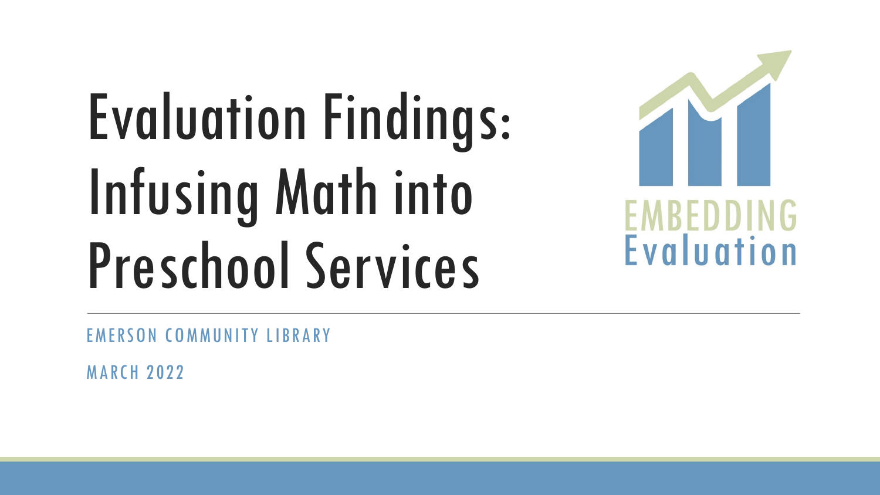# Evaluation Findings: Infusing Math into Preschool Services

EMBEDDING Evaluation

EMERSON COMMUNITY LIBRARY

MARCH 2022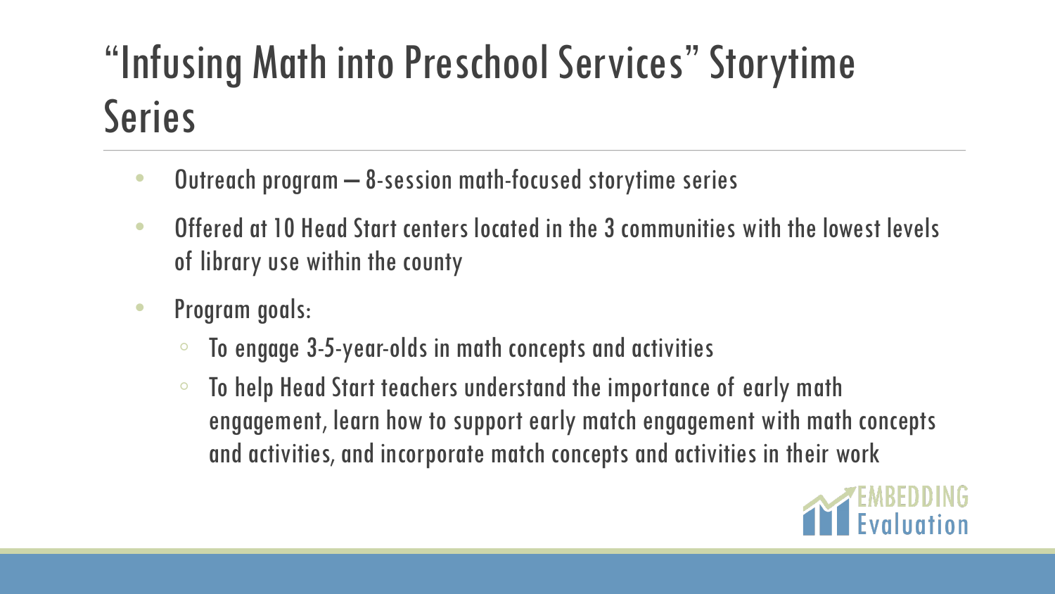# "Infusing Math into Preschool Services" Storytime Series

- Outreach program – 8-session math-focused storytime series
- Offered at 10 Head Start centers located in the 3 communities with the lowest levels of library use within the county
- Program goals:
  - To engage 3-5-year-olds in math concepts and activities
  - To help Head Start teachers understand the importance of early math engagement, learn how to support early match engagement with math concepts and activities, and incorporate match concepts and activities in their work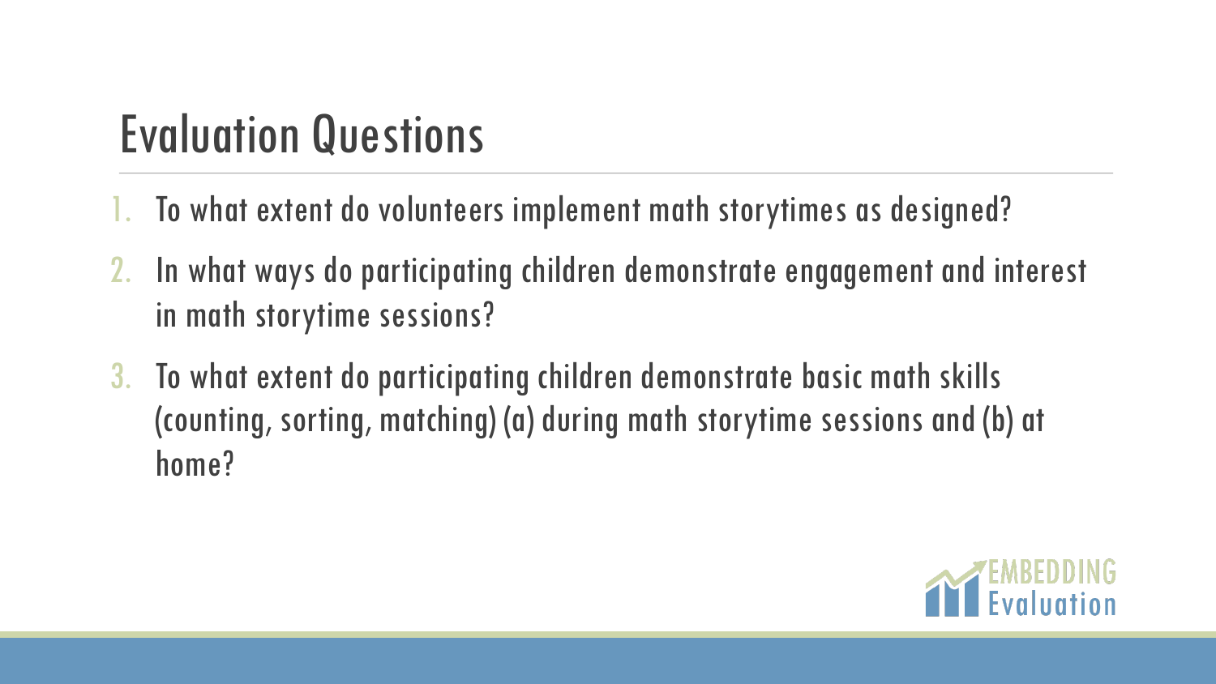# Evaluation Questions

1. To what extent do volunteers implement math storytimes as designed?
2. In what ways do participating children demonstrate engagement and interest in math storytime sessions?
3. To what extent do participating children demonstrate basic math skills (counting, sorting, matching) (a) during math storytime sessions and (b) at home?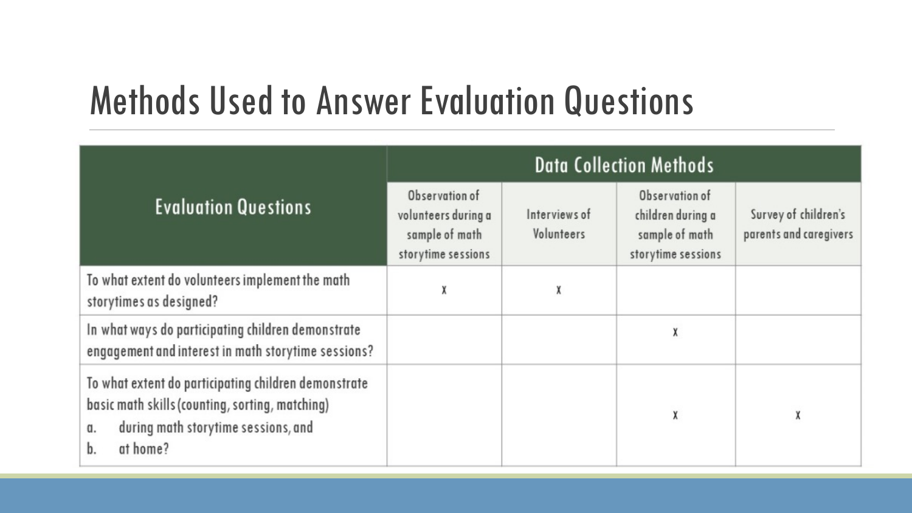# Methods Used to Answer Evaluation Questions

| Evaluation Questions | Data Collection Methods | | | |
|---|---|---|---|---|
| | Observation of volunteers during a sample of math storytime sessions | Interviews of Volunteers | Observation of children during a sample of math storytime sessions | Survey of children's parents and caregivers |
| To what extent do volunteers implement the math storytimes as designed? | x | x | | |
| In what ways do participating children demonstrate engagement and interest in math storytime sessions? | | | x | |
| To what extent do participating children demonstrate basic math skills (counting, sorting, matching) a. during math storytime sessions, and b. at home? | | | x | x |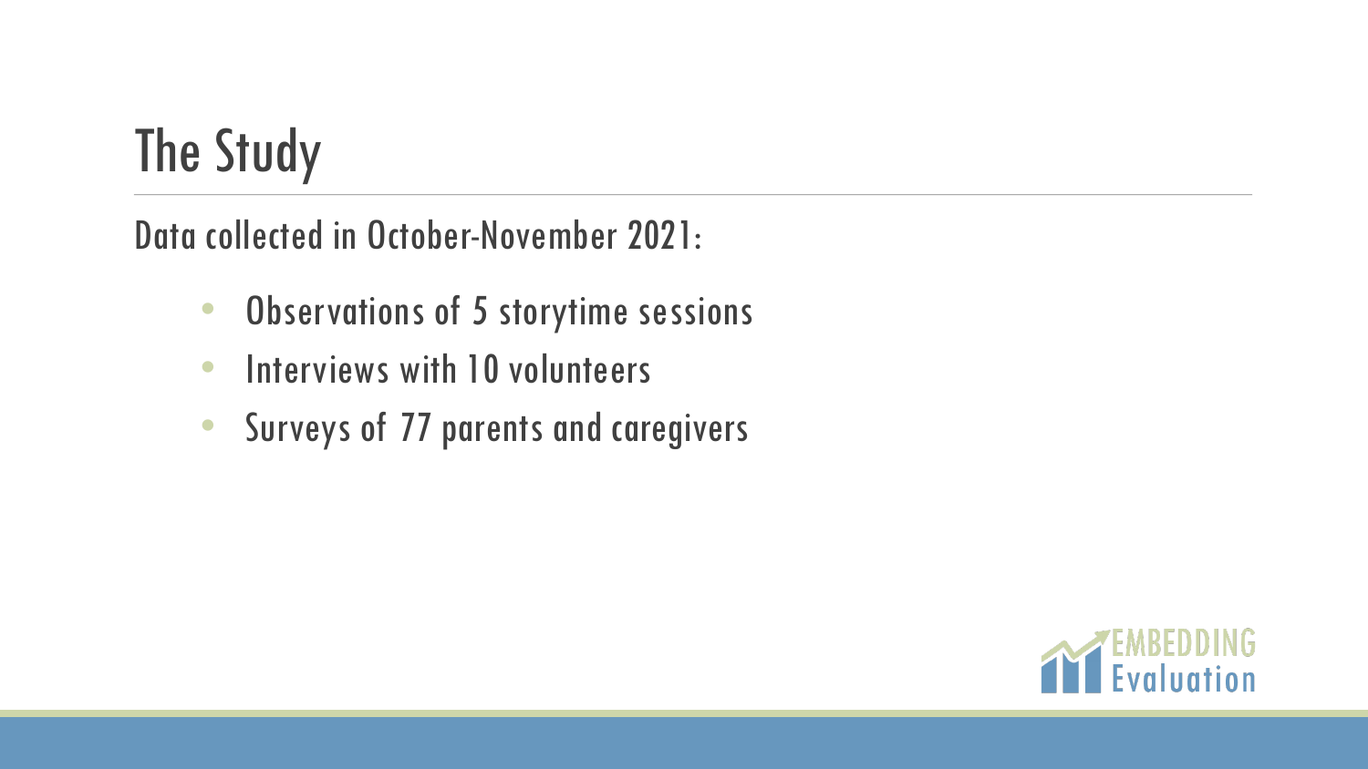# The Study

Data collected in October-November 2021:

- Observations of 5 storytime sessions
- Interviews with 10 volunteers
- Surveys of 77 parents and caregivers

EMBEDDING Evaluation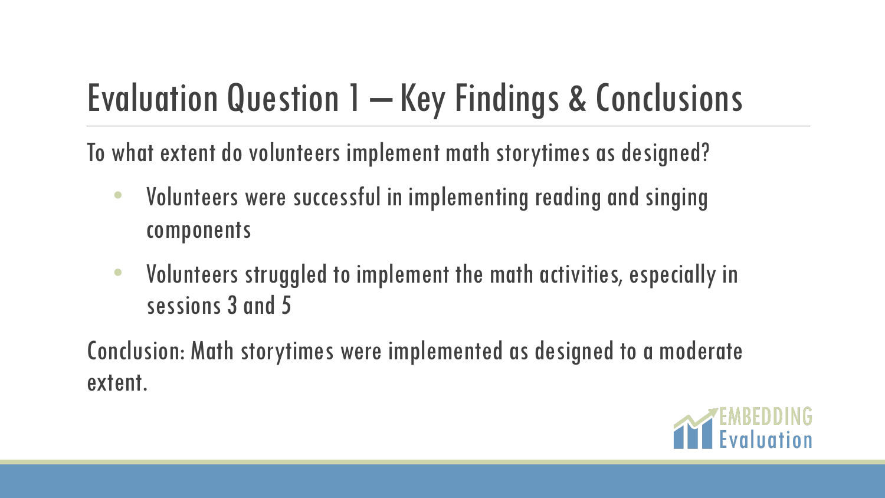# Evaluation Question 1 – Key Findings & Conclusions

To what extent do volunteers implement math storytimes as designed?

- Volunteers were successful in implementing reading and singing components
- Volunteers struggled to implement the math activities, especially in sessions 3 and 5

Conclusion: Math storytimes were implemented as designed to a moderate extent.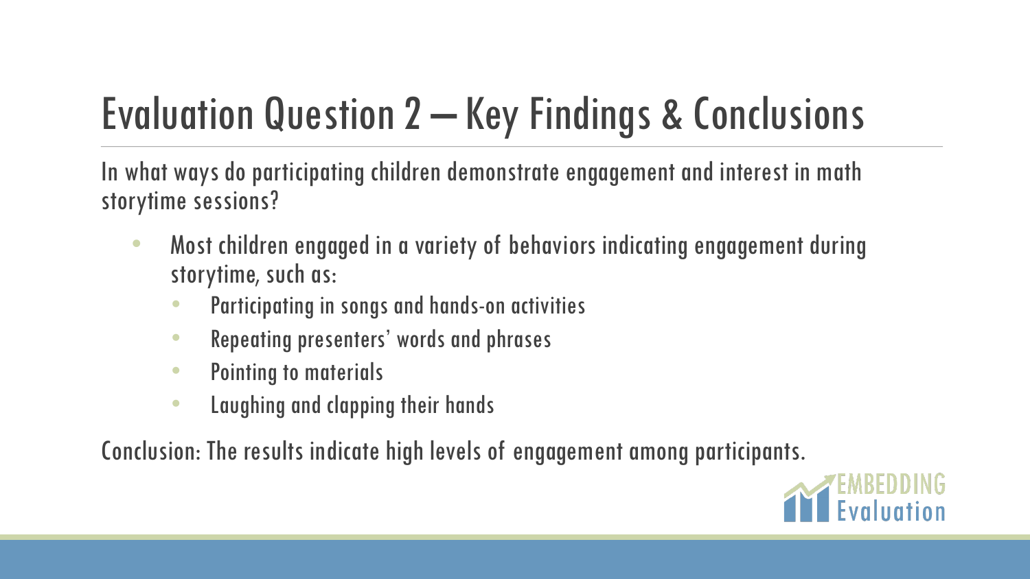# Evaluation Question 2 – Key Findings & Conclusions

In what ways do participating children demonstrate engagement and interest in math storytime sessions?

- Most children engaged in a variety of behaviors indicating engagement during storytime, such as:
  - Participating in songs and hands-on activities
  - Repeating presenters' words and phrases
  - Pointing to materials
  - Laughing and clapping their hands

Conclusion: The results indicate high levels of engagement among participants.

EMBEDDING Evaluation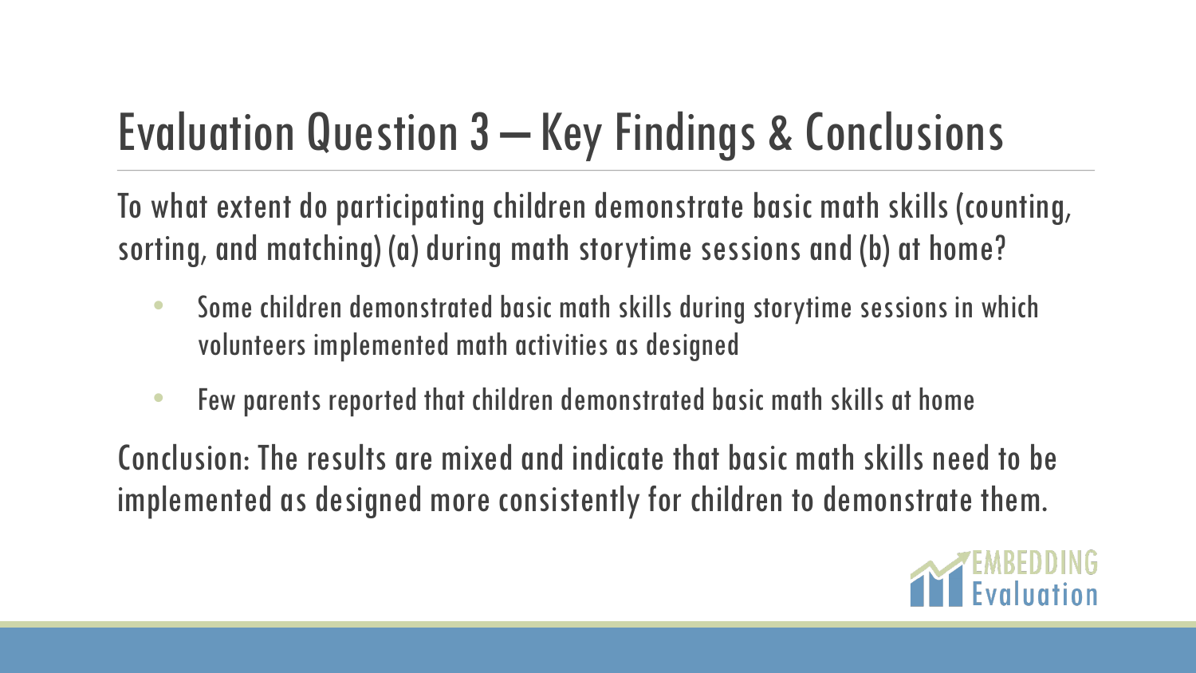# Evaluation Question 3 – Key Findings & Conclusions

To what extent do participating children demonstrate basic math skills (counting, sorting, and matching) (a) during math storytime sessions and (b) at home?

- Some children demonstrated basic math skills during storytime sessions in which volunteers implemented math activities as designed
- Few parents reported that children demonstrated basic math skills at home

Conclusion: The results are mixed and indicate that basic math skills need to be implemented as designed more consistently for children to demonstrate them.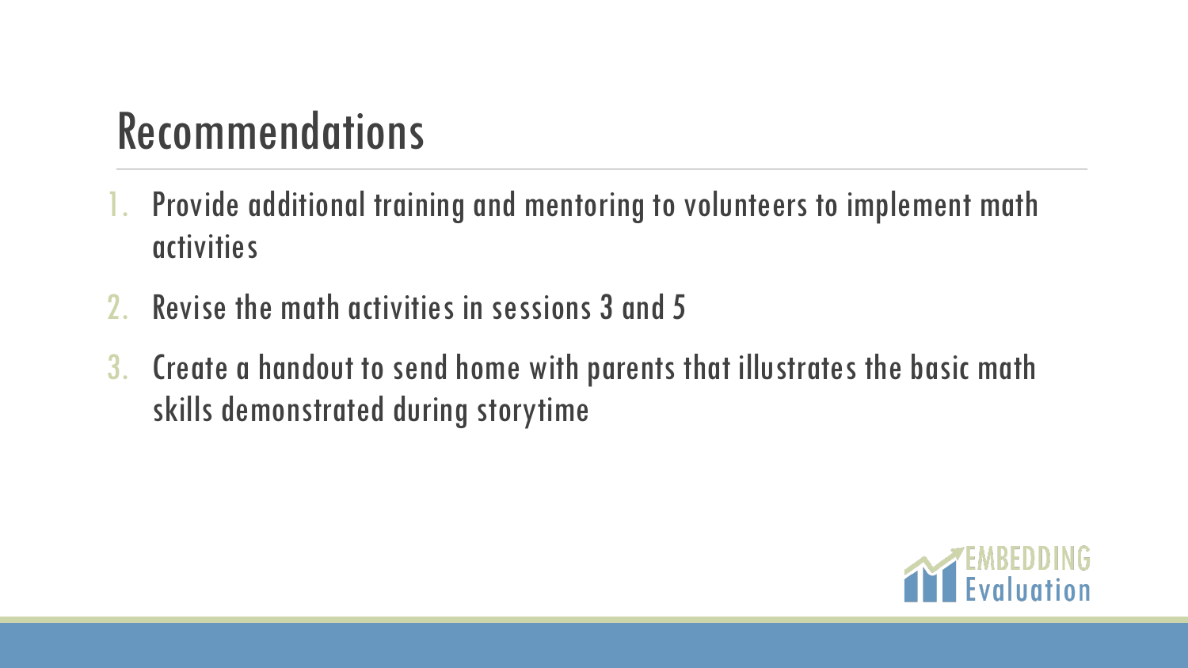# Recommendations

1. Provide additional training and mentoring to volunteers to implement math activities
2. Revise the math activities in sessions 3 and 5
3. Create a handout to send home with parents that illustrates the basic math skills demonstrated during storytime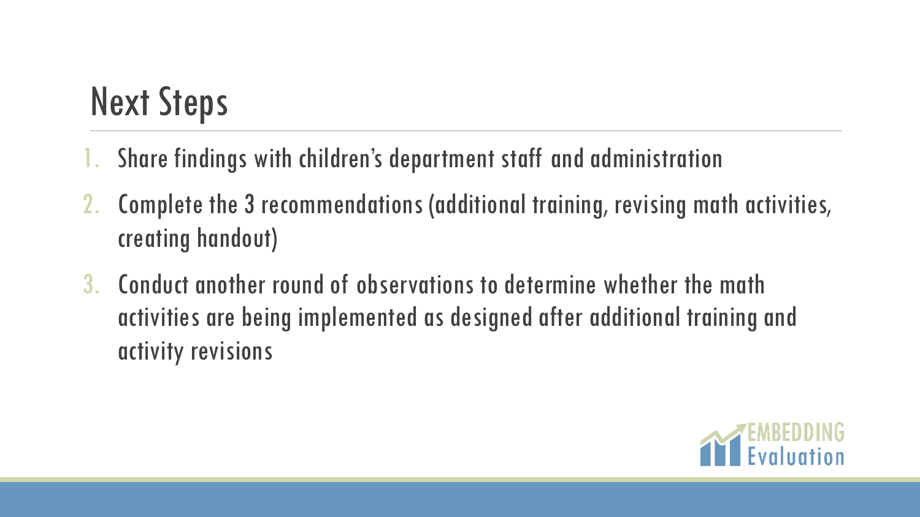# Next Steps

1. Share findings with children's department staff and administration
2. Complete the 3 recommendations (additional training, revising math activities, creating handout)
3. Conduct another round of observations to determine whether the math activities are being implemented as designed after additional training and activity revisions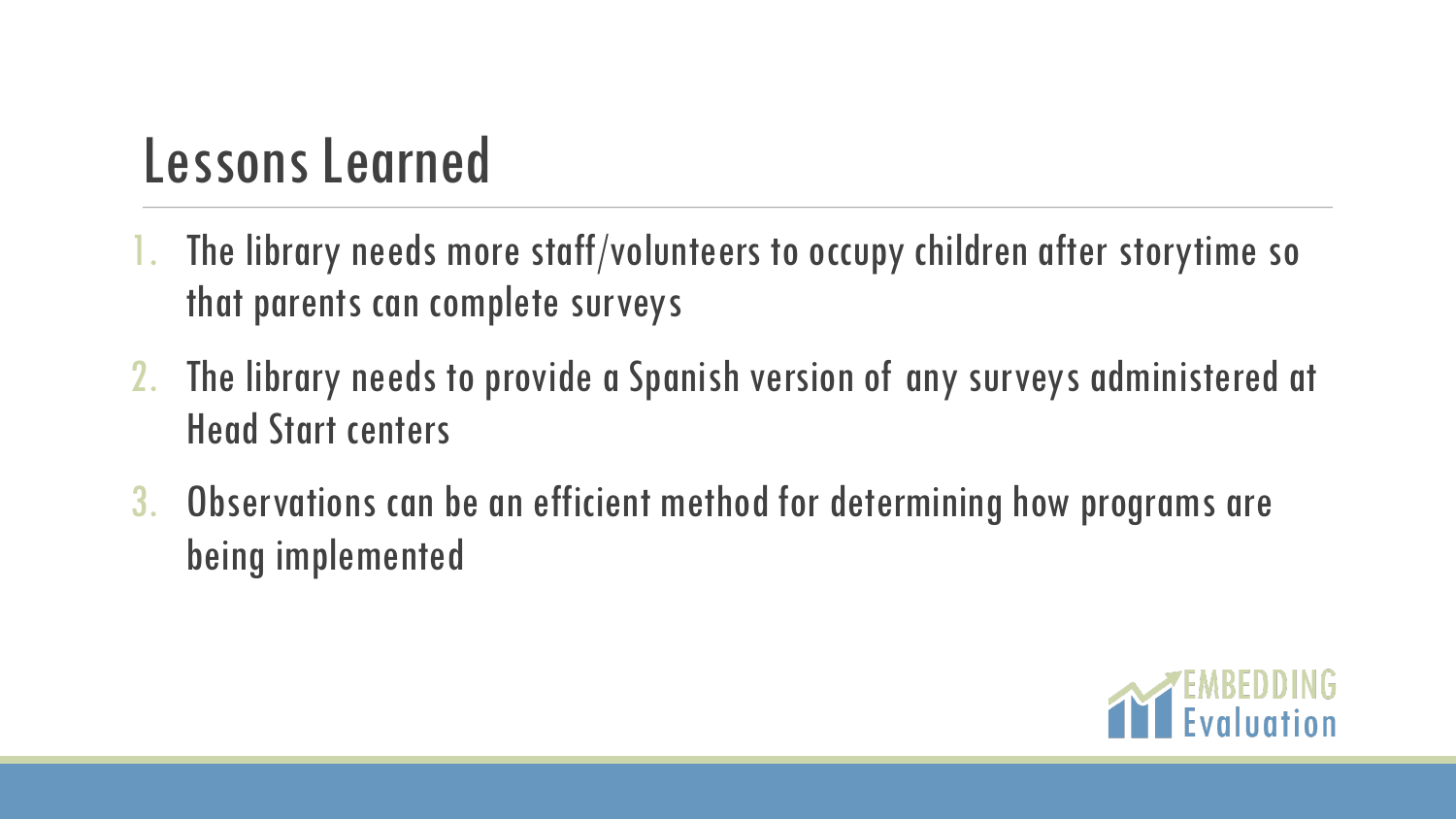# Lessons Learned

1. The library needs more staff/volunteers to occupy children after storytime so that parents can complete surveys
2. The library needs to provide a Spanish version of any surveys administered at Head Start centers
3. Observations can be an efficient method for determining how programs are being implemented

EMBEDDING Evaluation